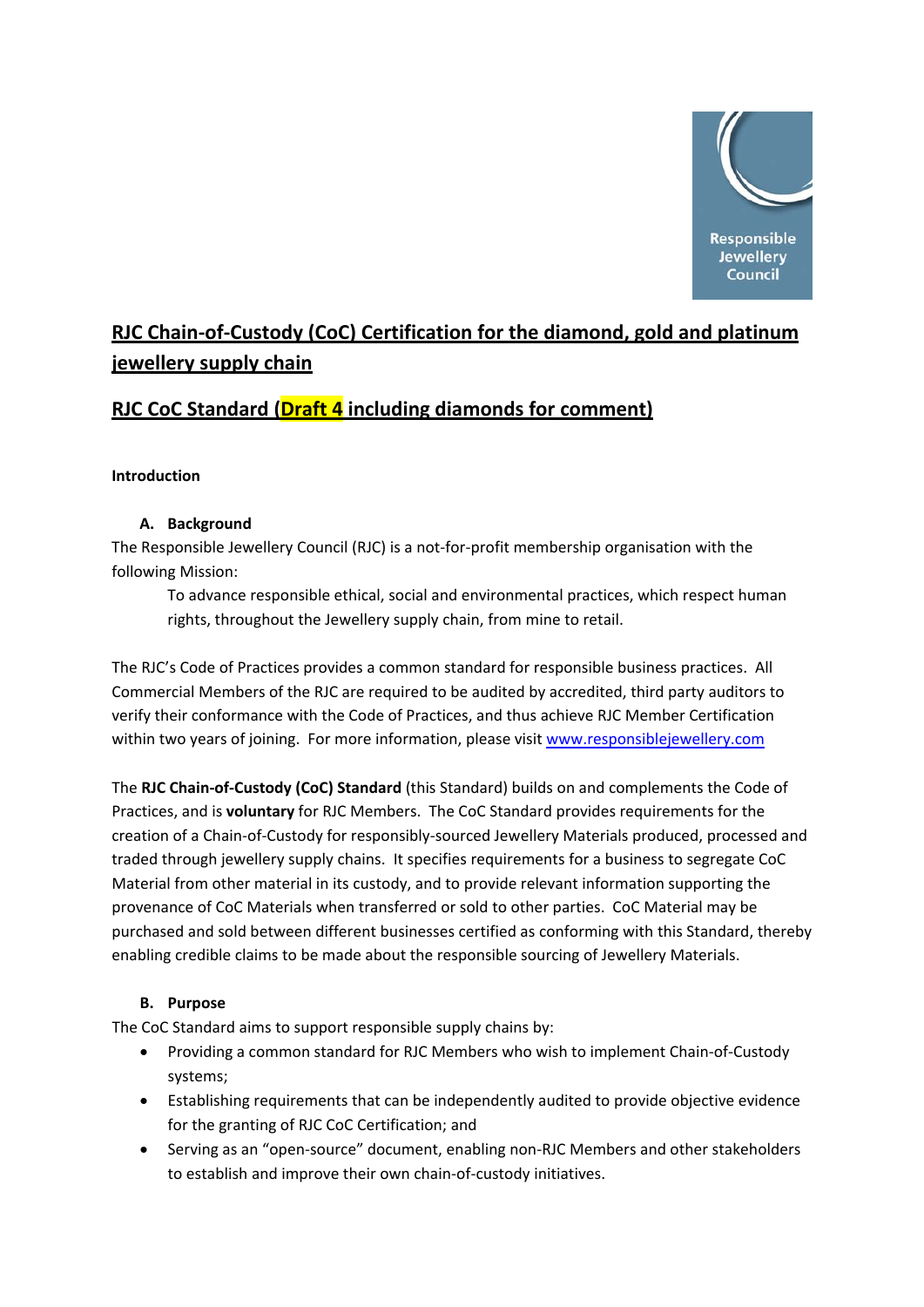Responsible Jewellery Council

# RJC Chain-of-Custody (CoC) Certification for the diamond, gold and platinum jewellery supply chain

## RJC CoC Standard (Draft 4 including diamonds for comment)

**Introduction**

### A. Background

The Responsible Jewellery Council (RJC) is a not-for-profit membership organisation with the following Mission:

> To advance responsible ethical, social and environmental practices, which respect human rights, throughout the Jewellery supply chain, from mine to retail.

The RJC's Code of Practices provides a common standard for responsible business practices. All Commercial Members of the RJC are required to be audited by accredited, third party auditors to verify their conformance with the Code of Practices, and thus achieve RJC Member Certification within two years of joining. For more information, please visit [www.responsiblejewellery.com](http://www.responsiblejewellery.com)

The **RJC Chain-of-Custody (CoC) Standard** (this Standard) builds on and complements the Code of Practices, and is **voluntary** for RJC Members. The CoC Standard provides requirements for the creation of a Chain-of-Custody for responsibly-sourced Jewellery Materials produced, processed and traded through jewellery supply chains. It specifies requirements for a business to segregate CoC Material from other material in its custody, and to provide relevant information supporting the provenance of CoC Materials when transferred or sold to other parties. CoC Material may be purchased and sold between different businesses certified as conforming with this Standard, thereby enabling credible claims to be made about the responsible sourcing of Jewellery Materials.

### B. Purpose

The CoC Standard aims to support responsible supply chains by:

- Providing a common standard for RJC Members who wish to implement Chain-of-Custody systems;
- Establishing requirements that can be independently audited to provide objective evidence for the granting of RJC CoC Certification; and
- Serving as an "open-source" document, enabling non-RJC Members and other stakeholders to establish and improve their own chain-of-custody initiatives.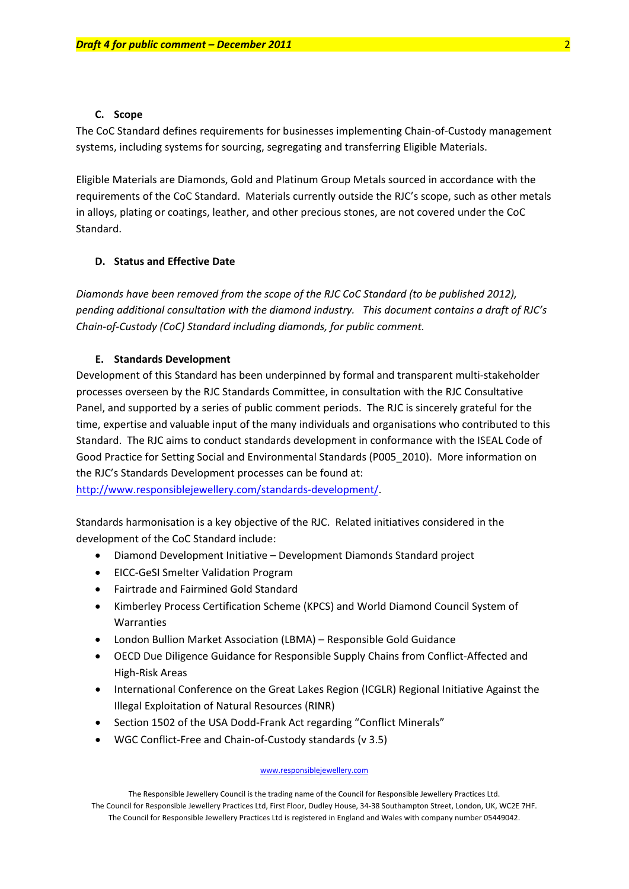### C. Scope

The CoC Standard defines requirements for businesses implementing Chain-of-Custody management systems, including systems for sourcing, segregating and transferring Eligible Materials.

Eligible Materials are Diamonds, Gold and Platinum Group Metals sourced in accordance with the requirements of the CoC Standard. Materials currently outside the RJC's scope, such as other metals in alloys, plating or coatings, leather, and other precious stones, are not covered under the CoC Standard.

### D. Status and Effective Date

*Diamonds have been removed from the scope of the RJC CoC Standard (to be published 2012), pending additional consultation with the diamond industry. This document contains a draft of RJC's Chain-of-Custody (CoC) Standard including diamonds, for public comment.*

### E. Standards Development

Development of this Standard has been underpinned by formal and transparent multi-stakeholder processes overseen by the RJC Standards Committee, in consultation with the RJC Consultative Panel, and supported by a series of public comment periods. The RJC is sincerely grateful for the time, expertise and valuable input of the many individuals and organisations who contributed to this Standard. The RJC aims to conduct standards development in conformance with the ISEAL Code of Good Practice for Setting Social and Environmental Standards (P005_2010). More information on the RJC's Standards Development processes can be found at: [http://www.responsiblejewellery.com/standards-development/](http://www.responsiblejewellery.com/standards-development/).

Standards harmonisation is a key objective of the RJC. Related initiatives considered in the development of the CoC Standard include:

- Diamond Development Initiative – Development Diamonds Standard project
- EICC-GeSI Smelter Validation Program
- Fairtrade and Fairmined Gold Standard
- Kimberley Process Certification Scheme (KPCS) and World Diamond Council System of Warranties
- London Bullion Market Association (LBMA) – Responsible Gold Guidance
- OECD Due Diligence Guidance for Responsible Supply Chains from Conflict-Affected and High-Risk Areas
- International Conference on the Great Lakes Region (ICGLR) Regional Initiative Against the Illegal Exploitation of Natural Resources (RINR)
- Section 1502 of the USA Dodd-Frank Act regarding "Conflict Minerals"
- WGC Conflict-Free and Chain-of-Custody standards (v 3.5)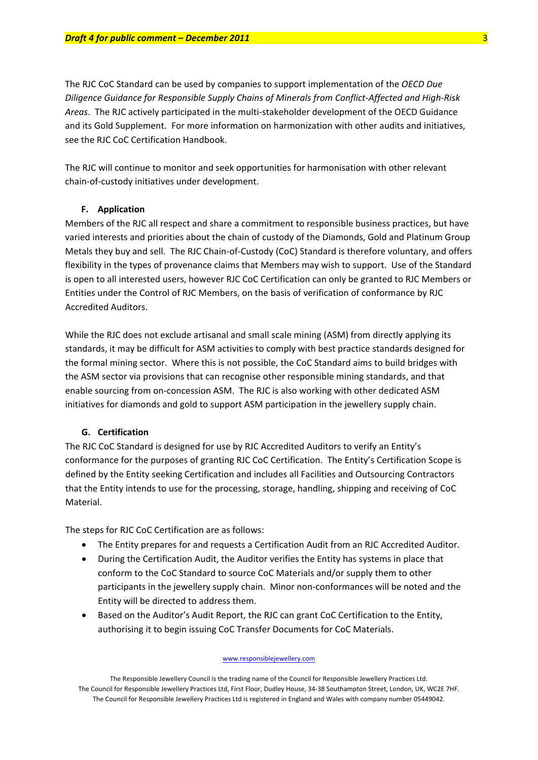The RJC CoC Standard can be used by companies to support implementation of the *OECD Due Diligence Guidance for Responsible Supply Chains of Minerals from Conflict-Affected and High-Risk Areas*. The RJC actively participated in the multi-stakeholder development of the OECD Guidance and its Gold Supplement. For more information on harmonization with other audits and initiatives, see the RJC CoC Certification Handbook.

The RJC will continue to monitor and seek opportunities for harmonisation with other relevant chain-of-custody initiatives under development.

### F. Application

Members of the RJC all respect and share a commitment to responsible business practices, but have varied interests and priorities about the chain of custody of the Diamonds, Gold and Platinum Group Metals they buy and sell. The RJC Chain-of-Custody (CoC) Standard is therefore voluntary, and offers flexibility in the types of provenance claims that Members may wish to support. Use of the Standard is open to all interested users, however RJC CoC Certification can only be granted to RJC Members or Entities under the Control of RJC Members, on the basis of verification of conformance by RJC Accredited Auditors.

While the RJC does not exclude artisanal and small scale mining (ASM) from directly applying its standards, it may be difficult for ASM activities to comply with best practice standards designed for the formal mining sector. Where this is not possible, the CoC Standard aims to build bridges with the ASM sector via provisions that can recognise other responsible mining standards, and that enable sourcing from on-concession ASM. The RJC is also working with other dedicated ASM initiatives for diamonds and gold to support ASM participation in the jewellery supply chain.

### G. Certification

The RJC CoC Standard is designed for use by RJC Accredited Auditors to verify an Entity's conformance for the purposes of granting RJC CoC Certification. The Entity's Certification Scope is defined by the Entity seeking Certification and includes all Facilities and Outsourcing Contractors that the Entity intends to use for the processing, storage, handling, shipping and receiving of CoC Material.

The steps for RJC CoC Certification are as follows:

- The Entity prepares for and requests a Certification Audit from an RJC Accredited Auditor.
- During the Certification Audit, the Auditor verifies the Entity has systems in place that conform to the CoC Standard to source CoC Materials and/or supply them to other participants in the jewellery supply chain. Minor non-conformances will be noted and the Entity will be directed to address them.
- Based on the Auditor's Audit Report, the RJC can grant CoC Certification to the Entity, authorising it to begin issuing CoC Transfer Documents for CoC Materials.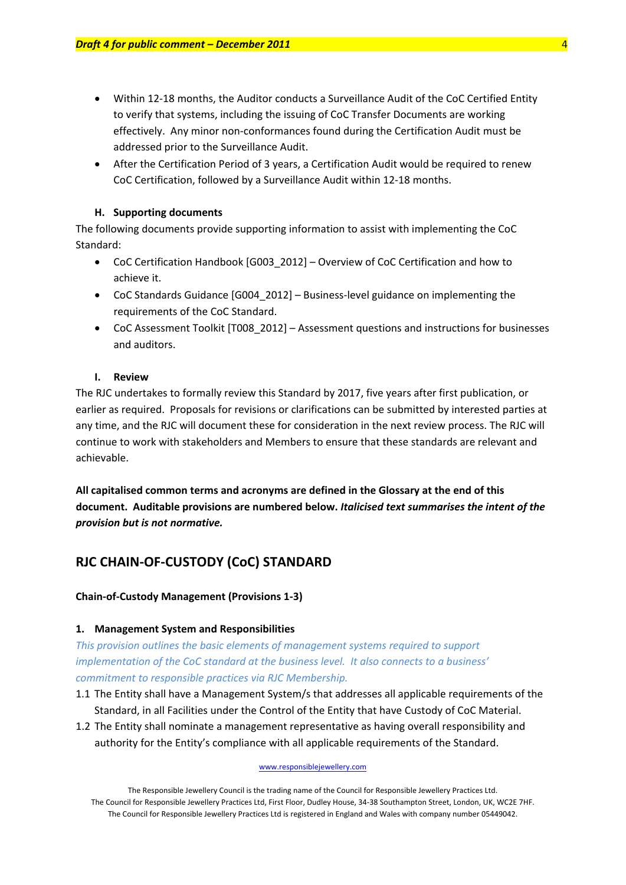- Within 12-18 months, the Auditor conducts a Surveillance Audit of the CoC Certified Entity to verify that systems, including the issuing of CoC Transfer Documents are working effectively. Any minor non-conformances found during the Certification Audit must be addressed prior to the Surveillance Audit.
- After the Certification Period of 3 years, a Certification Audit would be required to renew CoC Certification, followed by a Surveillance Audit within 12-18 months.

### H. Supporting documents

The following documents provide supporting information to assist with implementing the CoC Standard:

- CoC Certification Handbook [G003_2012] – Overview of CoC Certification and how to achieve it.
- CoC Standards Guidance [G004_2012] – Business-level guidance on implementing the requirements of the CoC Standard.
- CoC Assessment Toolkit [T008_2012] – Assessment questions and instructions for businesses and auditors.

### I. Review

The RJC undertakes to formally review this Standard by 2017, five years after first publication, or earlier as required. Proposals for revisions or clarifications can be submitted by interested parties at any time, and the RJC will document these for consideration in the next review process. The RJC will continue to work with stakeholders and Members to ensure that these standards are relevant and achievable.

**All capitalised common terms and acronyms are defined in the Glossary at the end of this document. Auditable provisions are numbered below. *Italicised text summarises the intent of the provision but is not normative.***

## RJC CHAIN-OF-CUSTODY (CoC) STANDARD

**Chain-of-Custody Management (Provisions 1-3)**

### 1. Management System and Responsibilities

*This provision outlines the basic elements of management systems required to support implementation of the CoC standard at the business level. It also connects to a business' commitment to responsible practices via RJC Membership.*

1.1 The Entity shall have a Management System/s that addresses all applicable requirements of the Standard, in all Facilities under the Control of the Entity that have Custody of CoC Material.

1.2 The Entity shall nominate a management representative as having overall responsibility and authority for the Entity's compliance with all applicable requirements of the Standard.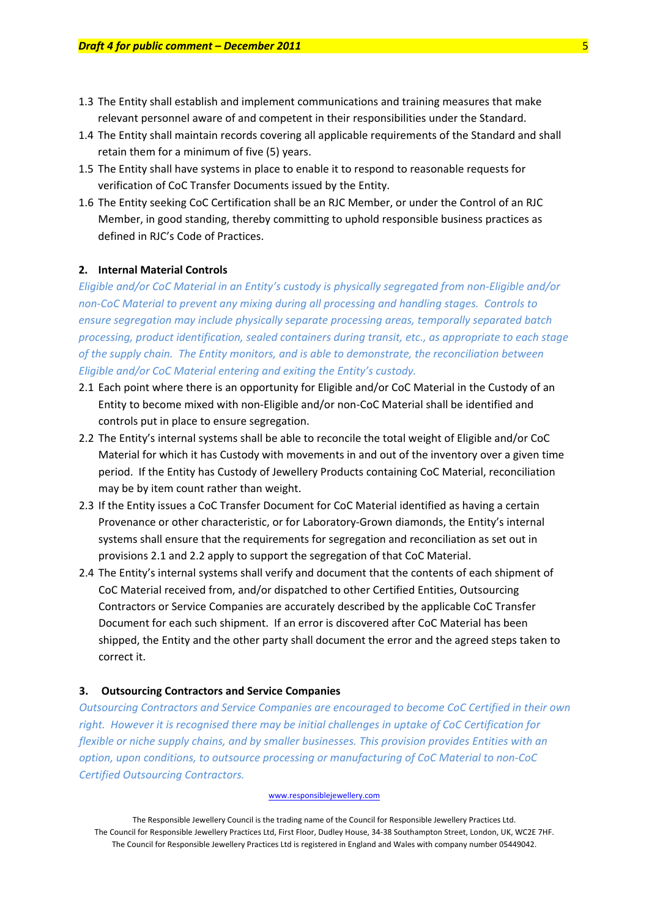1.3 The Entity shall establish and implement communications and training measures that make relevant personnel aware of and competent in their responsibilities under the Standard.

1.4 The Entity shall maintain records covering all applicable requirements of the Standard and shall retain them for a minimum of five (5) years.

1.5 The Entity shall have systems in place to enable it to respond to reasonable requests for verification of CoC Transfer Documents issued by the Entity.

1.6 The Entity seeking CoC Certification shall be an RJC Member, or under the Control of an RJC Member, in good standing, thereby committing to uphold responsible business practices as defined in RJC's Code of Practices.

## 2. Internal Material Controls

*Eligible and/or CoC Material in an Entity's custody is physically segregated from non-Eligible and/or non-CoC Material to prevent any mixing during all processing and handling stages. Controls to ensure segregation may include physically separate processing areas, temporally separated batch processing, product identification, sealed containers during transit, etc., as appropriate to each stage of the supply chain. The Entity monitors, and is able to demonstrate, the reconciliation between Eligible and/or CoC Material entering and exiting the Entity's custody.*

2.1 Each point where there is an opportunity for Eligible and/or CoC Material in the Custody of an Entity to become mixed with non-Eligible and/or non-CoC Material shall be identified and controls put in place to ensure segregation.

2.2 The Entity's internal systems shall be able to reconcile the total weight of Eligible and/or CoC Material for which it has Custody with movements in and out of the inventory over a given time period. If the Entity has Custody of Jewellery Products containing CoC Material, reconciliation may be by item count rather than weight.

2.3 If the Entity issues a CoC Transfer Document for CoC Material identified as having a certain Provenance or other characteristic, or for Laboratory-Grown diamonds, the Entity's internal systems shall ensure that the requirements for segregation and reconciliation as set out in provisions 2.1 and 2.2 apply to support the segregation of that CoC Material.

2.4 The Entity's internal systems shall verify and document that the contents of each shipment of CoC Material received from, and/or dispatched to other Certified Entities, Outsourcing Contractors or Service Companies are accurately described by the applicable CoC Transfer Document for each such shipment. If an error is discovered after CoC Material has been shipped, the Entity and the other party shall document the error and the agreed steps taken to correct it.

## 3. Outsourcing Contractors and Service Companies

*Outsourcing Contractors and Service Companies are encouraged to become CoC Certified in their own right. However it is recognised there may be initial challenges in uptake of CoC Certification for flexible or niche supply chains, and by smaller businesses. This provision provides Entities with an option, upon conditions, to outsource processing or manufacturing of CoC Material to non-CoC Certified Outsourcing Contractors.*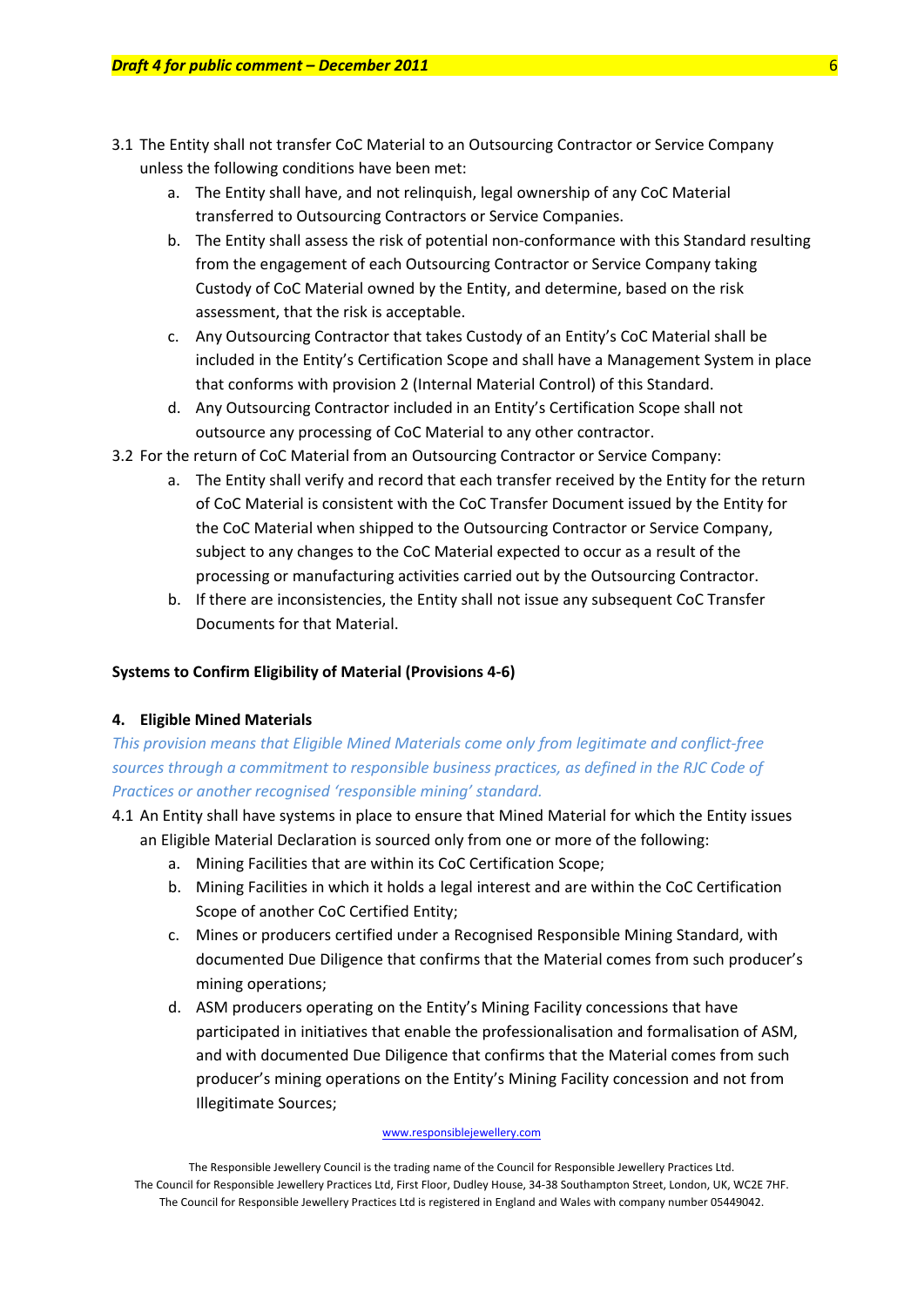3.1 The Entity shall not transfer CoC Material to an Outsourcing Contractor or Service Company unless the following conditions have been met:

   a. The Entity shall have, and not relinquish, legal ownership of any CoC Material transferred to Outsourcing Contractors or Service Companies.
   b. The Entity shall assess the risk of potential non-conformance with this Standard resulting from the engagement of each Outsourcing Contractor or Service Company taking Custody of CoC Material owned by the Entity, and determine, based on the risk assessment, that the risk is acceptable.
   c. Any Outsourcing Contractor that takes Custody of an Entity's CoC Material shall be included in the Entity's Certification Scope and shall have a Management System in place that conforms with provision 2 (Internal Material Control) of this Standard.
   d. Any Outsourcing Contractor included in an Entity's Certification Scope shall not outsource any processing of CoC Material to any other contractor.

3.2 For the return of CoC Material from an Outsourcing Contractor or Service Company:

   a. The Entity shall verify and record that each transfer received by the Entity for the return of CoC Material is consistent with the CoC Transfer Document issued by the Entity for the CoC Material when shipped to the Outsourcing Contractor or Service Company, subject to any changes to the CoC Material expected to occur as a result of the processing or manufacturing activities carried out by the Outsourcing Contractor.
   b. If there are inconsistencies, the Entity shall not issue any subsequent CoC Transfer Documents for that Material.

**Systems to Confirm Eligibility of Material (Provisions 4-6)**

**4. Eligible Mined Materials**

*This provision means that Eligible Mined Materials come only from legitimate and conflict-free sources through a commitment to responsible business practices, as defined in the RJC Code of Practices or another recognised 'responsible mining' standard.*

4.1 An Entity shall have systems in place to ensure that Mined Material for which the Entity issues an Eligible Material Declaration is sourced only from one or more of the following:

   a. Mining Facilities that are within its CoC Certification Scope;
   b. Mining Facilities in which it holds a legal interest and are within the CoC Certification Scope of another CoC Certified Entity;
   c. Mines or producers certified under a Recognised Responsible Mining Standard, with documented Due Diligence that confirms that the Material comes from such producer's mining operations;
   d. ASM producers operating on the Entity's Mining Facility concessions that have participated in initiatives that enable the professionalisation and formalisation of ASM, and with documented Due Diligence that confirms that the Material comes from such producer's mining operations on the Entity's Mining Facility concession and not from Illegitimate Sources;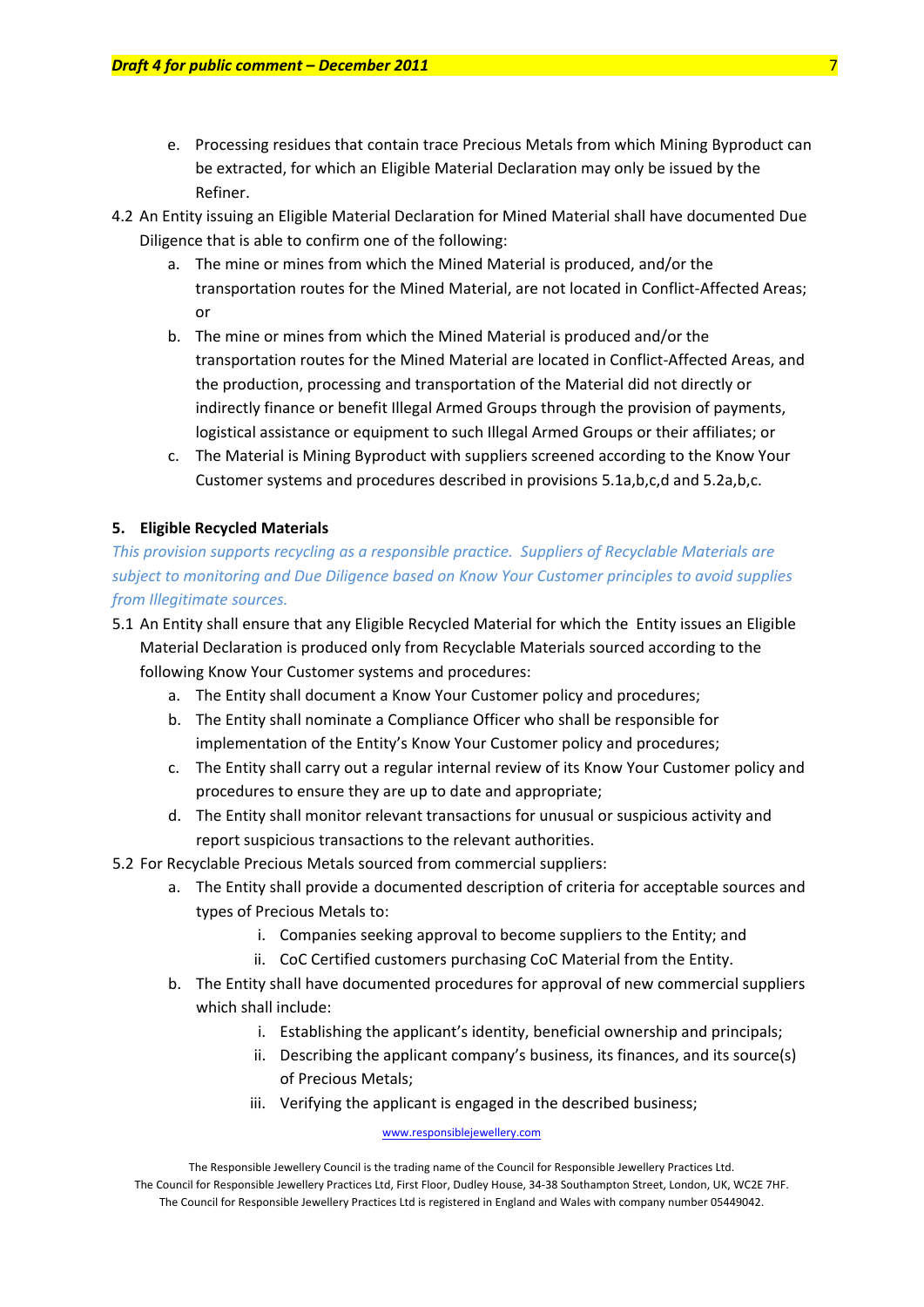e. Processing residues that contain trace Precious Metals from which Mining Byproduct can be extracted, for which an Eligible Material Declaration may only be issued by the Refiner.

4.2 An Entity issuing an Eligible Material Declaration for Mined Material shall have documented Due Diligence that is able to confirm one of the following:

   a. The mine or mines from which the Mined Material is produced, and/or the transportation routes for the Mined Material, are not located in Conflict-Affected Areas; or
   b. The mine or mines from which the Mined Material is produced and/or the transportation routes for the Mined Material are located in Conflict-Affected Areas, and the production, processing and transportation of the Material did not directly or indirectly finance or benefit Illegal Armed Groups through the provision of payments, logistical assistance or equipment to such Illegal Armed Groups or their affiliates; or
   c. The Material is Mining Byproduct with suppliers screened according to the Know Your Customer systems and procedures described in provisions 5.1a,b,c,d and 5.2a,b,c.

### 5. Eligible Recycled Materials

*This provision supports recycling as a responsible practice. Suppliers of Recyclable Materials are subject to monitoring and Due Diligence based on Know Your Customer principles to avoid supplies from Illegitimate sources.*

5.1 An Entity shall ensure that any Eligible Recycled Material for which the Entity issues an Eligible Material Declaration is produced only from Recyclable Materials sourced according to the following Know Your Customer systems and procedures:

   a. The Entity shall document a Know Your Customer policy and procedures;
   b. The Entity shall nominate a Compliance Officer who shall be responsible for implementation of the Entity's Know Your Customer policy and procedures;
   c. The Entity shall carry out a regular internal review of its Know Your Customer policy and procedures to ensure they are up to date and appropriate;
   d. The Entity shall monitor relevant transactions for unusual or suspicious activity and report suspicious transactions to the relevant authorities.

5.2 For Recyclable Precious Metals sourced from commercial suppliers:

   a. The Entity shall provide a documented description of criteria for acceptable sources and types of Precious Metals to:
      i. Companies seeking approval to become suppliers to the Entity; and
      ii. CoC Certified customers purchasing CoC Material from the Entity.
   b. The Entity shall have documented procedures for approval of new commercial suppliers which shall include:
      i. Establishing the applicant's identity, beneficial ownership and principals;
      ii. Describing the applicant company's business, its finances, and its source(s) of Precious Metals;
      iii. Verifying the applicant is engaged in the described business;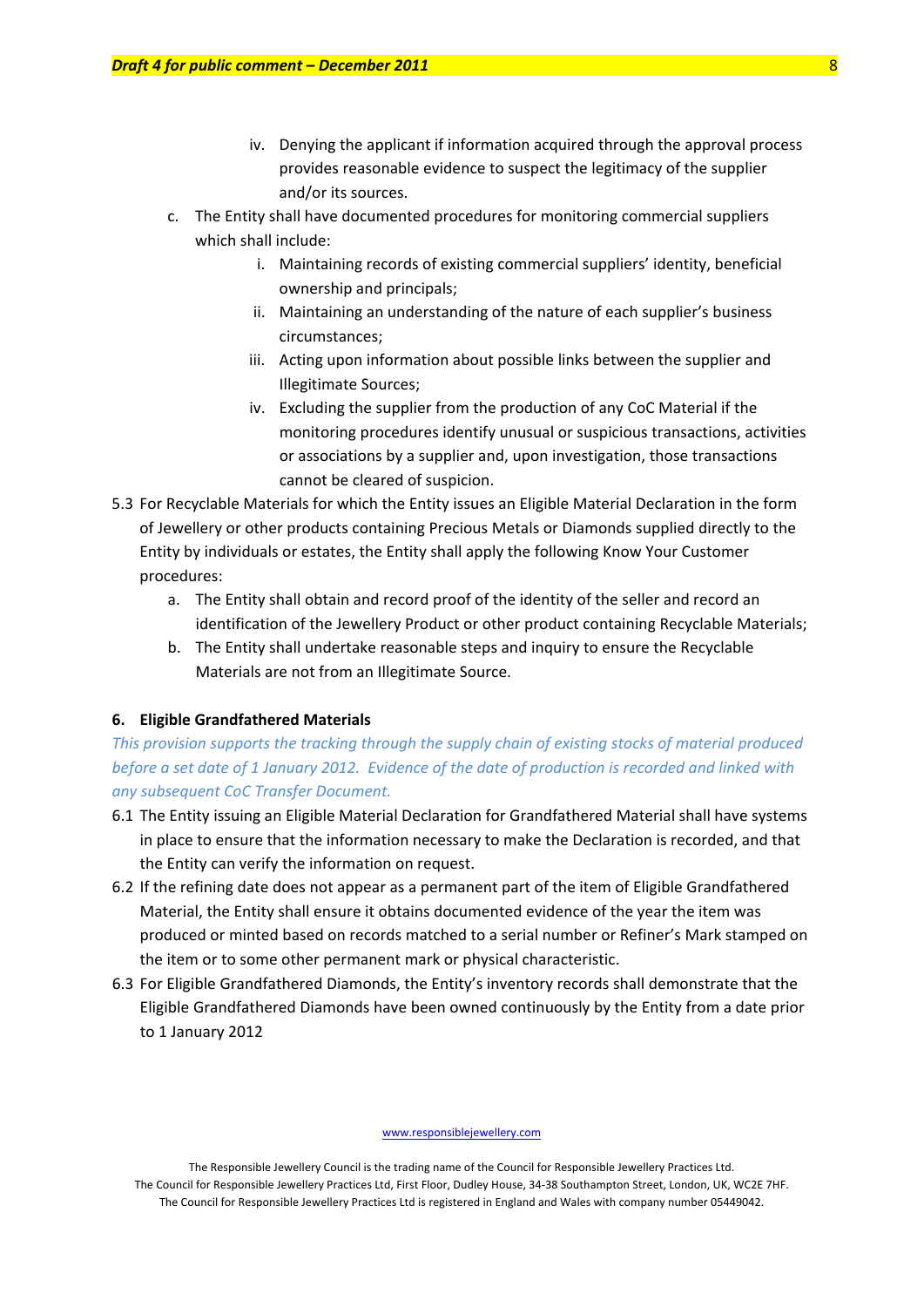iv. Denying the applicant if information acquired through the approval process provides reasonable evidence to suspect the legitimacy of the supplier and/or its sources.

  c. The Entity shall have documented procedures for monitoring commercial suppliers which shall include:
    i. Maintaining records of existing commercial suppliers' identity, beneficial ownership and principals;
    ii. Maintaining an understanding of the nature of each supplier's business circumstances;
    iii. Acting upon information about possible links between the supplier and Illegitimate Sources;
    iv. Excluding the supplier from the production of any CoC Material if the monitoring procedures identify unusual or suspicious transactions, activities or associations by a supplier and, upon investigation, those transactions cannot be cleared of suspicion.

5.3 For Recyclable Materials for which the Entity issues an Eligible Material Declaration in the form of Jewellery or other products containing Precious Metals or Diamonds supplied directly to the Entity by individuals or estates, the Entity shall apply the following Know Your Customer procedures:
  a. The Entity shall obtain and record proof of the identity of the seller and record an identification of the Jewellery Product or other product containing Recyclable Materials;
  b. The Entity shall undertake reasonable steps and inquiry to ensure the Recyclable Materials are not from an Illegitimate Source.

**6. Eligible Grandfathered Materials**

*This provision supports the tracking through the supply chain of existing stocks of material produced before a set date of 1 January 2012. Evidence of the date of production is recorded and linked with any subsequent CoC Transfer Document.*

6.1 The Entity issuing an Eligible Material Declaration for Grandfathered Material shall have systems in place to ensure that the information necessary to make the Declaration is recorded, and that the Entity can verify the information on request.

6.2 If the refining date does not appear as a permanent part of the item of Eligible Grandfathered Material, the Entity shall ensure it obtains documented evidence of the year the item was produced or minted based on records matched to a serial number or Refiner's Mark stamped on the item or to some other permanent mark or physical characteristic.

6.3 For Eligible Grandfathered Diamonds, the Entity's inventory records shall demonstrate that the Eligible Grandfathered Diamonds have been owned continuously by the Entity from a date prior to 1 January 2012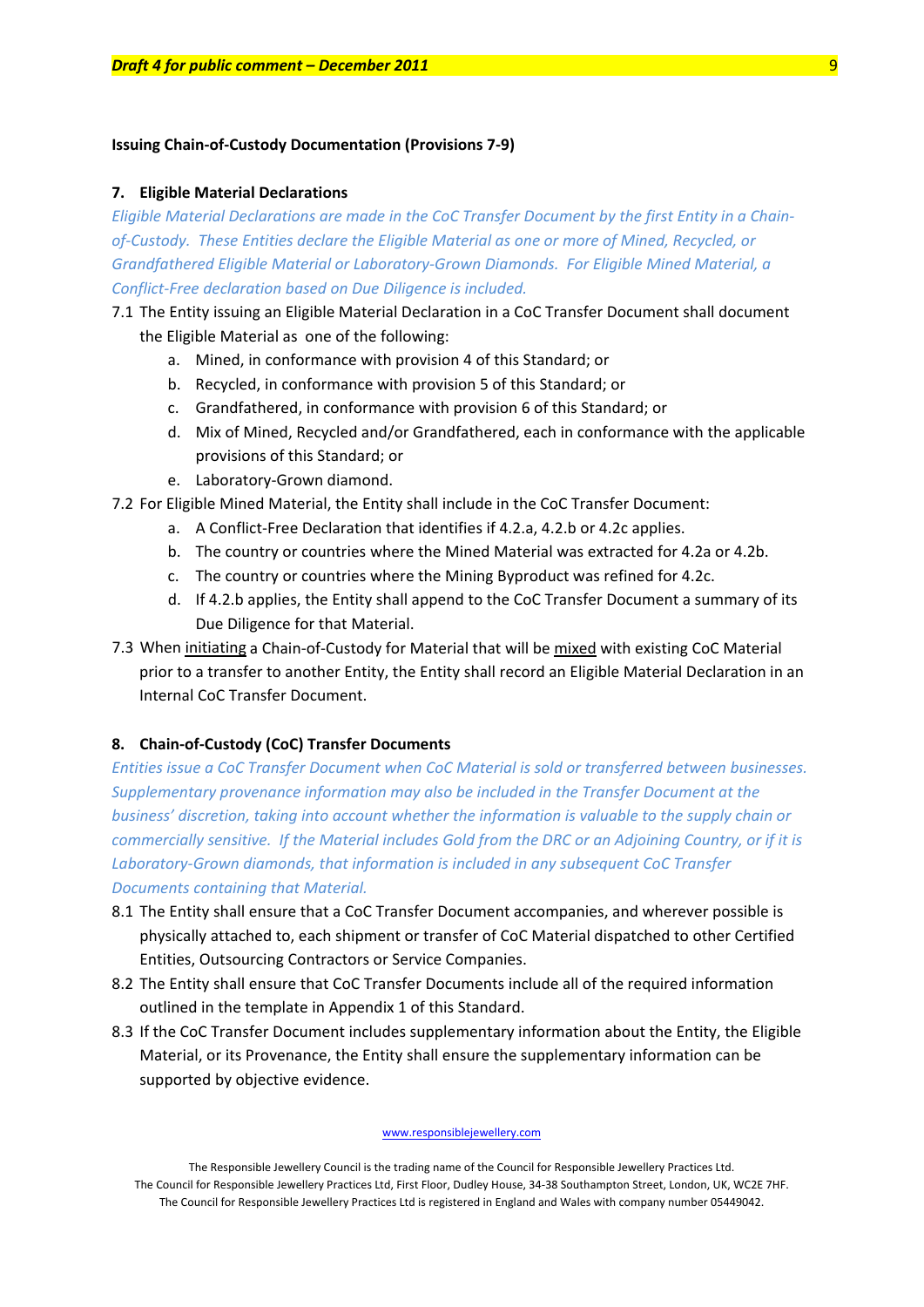**Issuing Chain-of-Custody Documentation (Provisions 7-9)**

## 7. Eligible Material Declarations

*Eligible Material Declarations are made in the CoC Transfer Document by the first Entity in a Chain-of-Custody. These Entities declare the Eligible Material as one or more of Mined, Recycled, or Grandfathered Eligible Material or Laboratory-Grown Diamonds. For Eligible Mined Material, a Conflict-Free declaration based on Due Diligence is included.*

7.1 The Entity issuing an Eligible Material Declaration in a CoC Transfer Document shall document the Eligible Material as one of the following:

   a. Mined, in conformance with provision 4 of this Standard; or
   b. Recycled, in conformance with provision 5 of this Standard; or
   c. Grandfathered, in conformance with provision 6 of this Standard; or
   d. Mix of Mined, Recycled and/or Grandfathered, each in conformance with the applicable provisions of this Standard; or
   e. Laboratory-Grown diamond.

7.2 For Eligible Mined Material, the Entity shall include in the CoC Transfer Document:

   a. A Conflict-Free Declaration that identifies if 4.2.a, 4.2.b or 4.2c applies.
   b. The country or countries where the Mined Material was extracted for 4.2a or 4.2b.
   c. The country or countries where the Mining Byproduct was refined for 4.2c.
   d. If 4.2.b applies, the Entity shall append to the CoC Transfer Document a summary of its Due Diligence for that Material.

7.3 When <u>initiating</u> a Chain-of-Custody for Material that will be <u>mixed</u> with existing CoC Material prior to a transfer to another Entity, the Entity shall record an Eligible Material Declaration in an Internal CoC Transfer Document.

## 8. Chain-of-Custody (CoC) Transfer Documents

*Entities issue a CoC Transfer Document when CoC Material is sold or transferred between businesses. Supplementary provenance information may also be included in the Transfer Document at the business' discretion, taking into account whether the information is valuable to the supply chain or commercially sensitive. If the Material includes Gold from the DRC or an Adjoining Country, or if it is Laboratory-Grown diamonds, that information is included in any subsequent CoC Transfer Documents containing that Material.*

8.1 The Entity shall ensure that a CoC Transfer Document accompanies, and wherever possible is physically attached to, each shipment or transfer of CoC Material dispatched to other Certified Entities, Outsourcing Contractors or Service Companies.

8.2 The Entity shall ensure that CoC Transfer Documents include all of the required information outlined in the template in Appendix 1 of this Standard.

8.3 If the CoC Transfer Document includes supplementary information about the Entity, the Eligible Material, or its Provenance, the Entity shall ensure the supplementary information can be supported by objective evidence.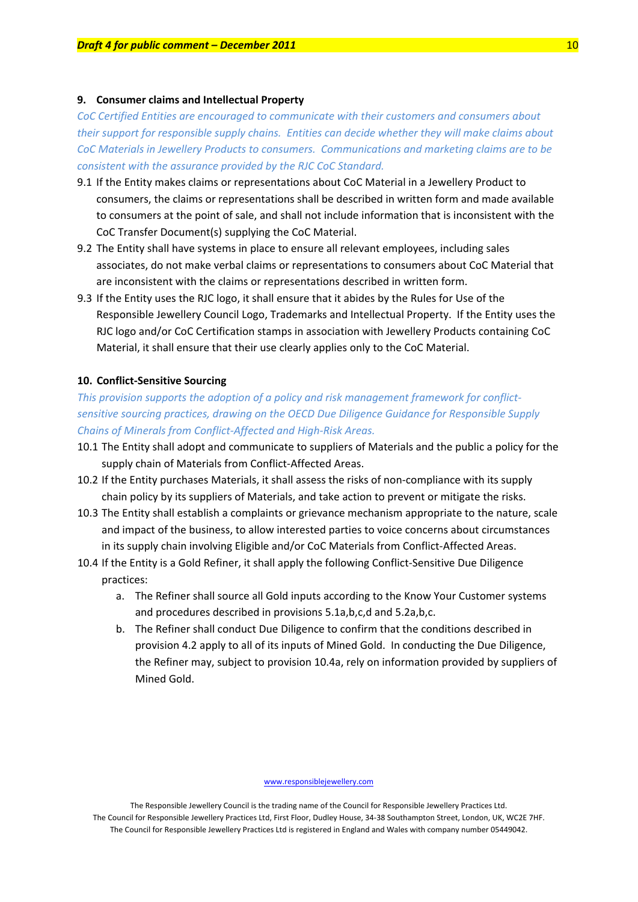## 9. Consumer claims and Intellectual Property

*CoC Certified Entities are encouraged to communicate with their customers and consumers about their support for responsible supply chains. Entities can decide whether they will make claims about CoC Materials in Jewellery Products to consumers. Communications and marketing claims are to be consistent with the assurance provided by the RJC CoC Standard.*

9.1 If the Entity makes claims or representations about CoC Material in a Jewellery Product to consumers, the claims or representations shall be described in written form and made available to consumers at the point of sale, and shall not include information that is inconsistent with the CoC Transfer Document(s) supplying the CoC Material.

9.2 The Entity shall have systems in place to ensure all relevant employees, including sales associates, do not make verbal claims or representations to consumers about CoC Material that are inconsistent with the claims or representations described in written form.

9.3 If the Entity uses the RJC logo, it shall ensure that it abides by the Rules for Use of the Responsible Jewellery Council Logo, Trademarks and Intellectual Property. If the Entity uses the RJC logo and/or CoC Certification stamps in association with Jewellery Products containing CoC Material, it shall ensure that their use clearly applies only to the CoC Material.

## 10. Conflict-Sensitive Sourcing

*This provision supports the adoption of a policy and risk management framework for conflict-sensitive sourcing practices, drawing on the OECD Due Diligence Guidance for Responsible Supply Chains of Minerals from Conflict-Affected and High-Risk Areas.*

10.1 The Entity shall adopt and communicate to suppliers of Materials and the public a policy for the supply chain of Materials from Conflict-Affected Areas.

10.2 If the Entity purchases Materials, it shall assess the risks of non-compliance with its supply chain policy by its suppliers of Materials, and take action to prevent or mitigate the risks.

10.3 The Entity shall establish a complaints or grievance mechanism appropriate to the nature, scale and impact of the business, to allow interested parties to voice concerns about circumstances in its supply chain involving Eligible and/or CoC Materials from Conflict-Affected Areas.

10.4 If the Entity is a Gold Refiner, it shall apply the following Conflict-Sensitive Due Diligence practices:

a. The Refiner shall source all Gold inputs according to the Know Your Customer systems and procedures described in provisions 5.1a,b,c,d and 5.2a,b,c.

b. The Refiner shall conduct Due Diligence to confirm that the conditions described in provision 4.2 apply to all of its inputs of Mined Gold. In conducting the Due Diligence, the Refiner may, subject to provision 10.4a, rely on information provided by suppliers of Mined Gold.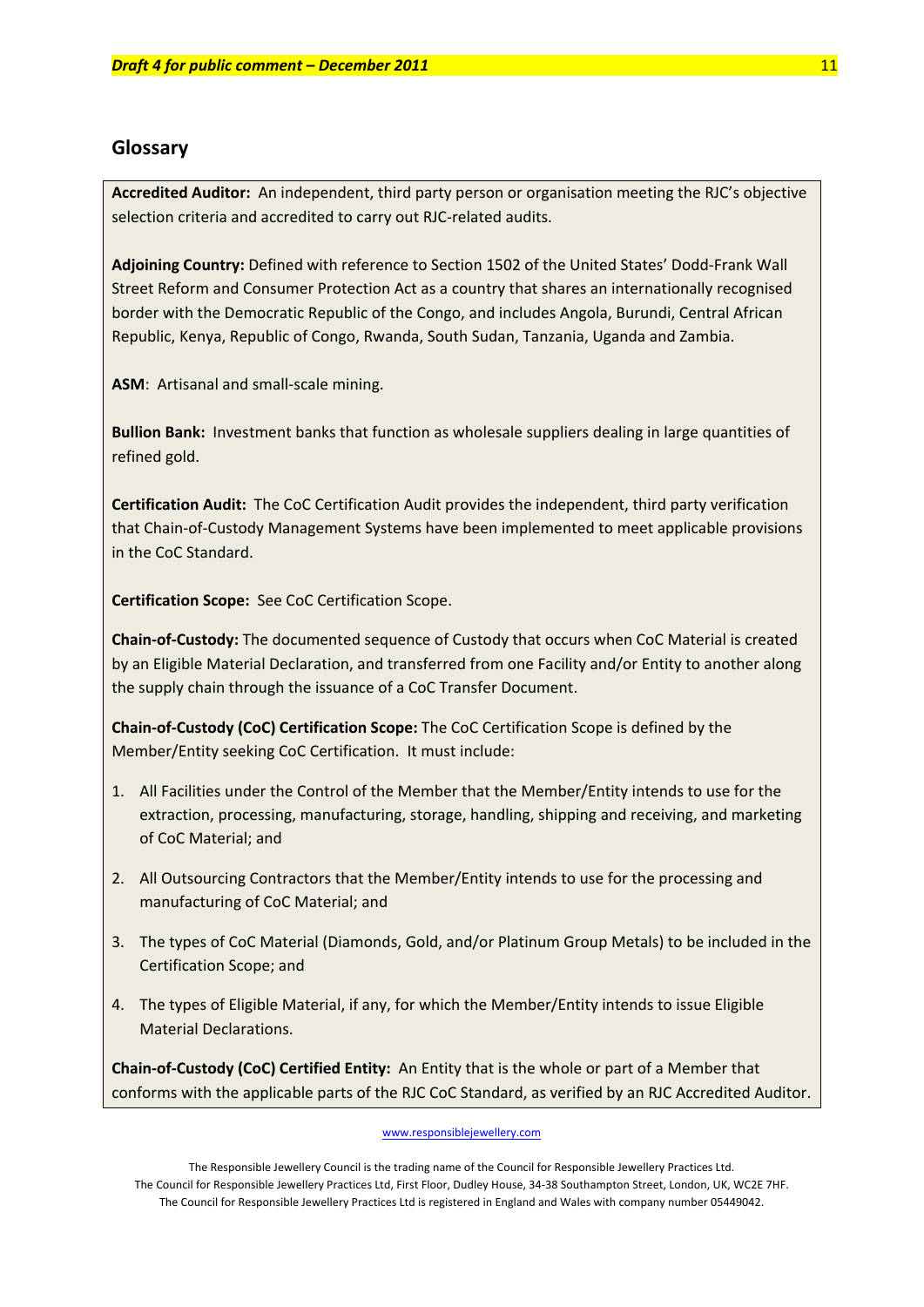## Glossary

**Accredited Auditor:** An independent, third party person or organisation meeting the RJC's objective selection criteria and accredited to carry out RJC-related audits.

**Adjoining Country:** Defined with reference to Section 1502 of the United States' Dodd-Frank Wall Street Reform and Consumer Protection Act as a country that shares an internationally recognised border with the Democratic Republic of the Congo, and includes Angola, Burundi, Central African Republic, Kenya, Republic of Congo, Rwanda, South Sudan, Tanzania, Uganda and Zambia.

**ASM**: Artisanal and small-scale mining.

**Bullion Bank:** Investment banks that function as wholesale suppliers dealing in large quantities of refined gold.

**Certification Audit:** The CoC Certification Audit provides the independent, third party verification that Chain-of-Custody Management Systems have been implemented to meet applicable provisions in the CoC Standard.

**Certification Scope:** See CoC Certification Scope.

**Chain-of-Custody:** The documented sequence of Custody that occurs when CoC Material is created by an Eligible Material Declaration, and transferred from one Facility and/or Entity to another along the supply chain through the issuance of a CoC Transfer Document.

**Chain-of-Custody (CoC) Certification Scope:** The CoC Certification Scope is defined by the Member/Entity seeking CoC Certification. It must include:

1. All Facilities under the Control of the Member that the Member/Entity intends to use for the extraction, processing, manufacturing, storage, handling, shipping and receiving, and marketing of CoC Material; and
2. All Outsourcing Contractors that the Member/Entity intends to use for the processing and manufacturing of CoC Material; and
3. The types of CoC Material (Diamonds, Gold, and/or Platinum Group Metals) to be included in the Certification Scope; and
4. The types of Eligible Material, if any, for which the Member/Entity intends to issue Eligible Material Declarations.

**Chain-of-Custody (CoC) Certified Entity:** An Entity that is the whole or part of a Member that conforms with the applicable parts of the RJC CoC Standard, as verified by an RJC Accredited Auditor.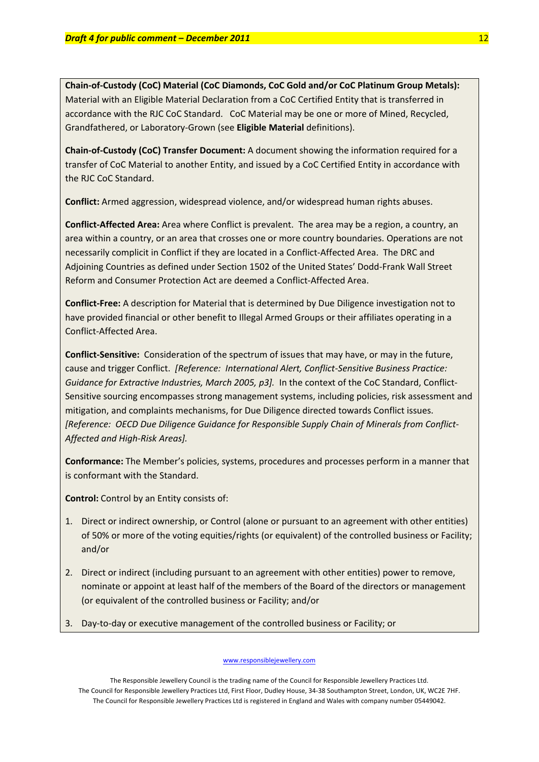**Chain-of-Custody (CoC) Material (CoC Diamonds, CoC Gold and/or CoC Platinum Group Metals):** Material with an Eligible Material Declaration from a CoC Certified Entity that is transferred in accordance with the RJC CoC Standard. CoC Material may be one or more of Mined, Recycled, Grandfathered, or Laboratory-Grown (see **Eligible Material** definitions).

**Chain-of-Custody (CoC) Transfer Document:** A document showing the information required for a transfer of CoC Material to another Entity, and issued by a CoC Certified Entity in accordance with the RJC CoC Standard.

**Conflict:** Armed aggression, widespread violence, and/or widespread human rights abuses.

**Conflict-Affected Area:** Area where Conflict is prevalent. The area may be a region, a country, an area within a country, or an area that crosses one or more country boundaries. Operations are not necessarily complicit in Conflict if they are located in a Conflict-Affected Area. The DRC and Adjoining Countries as defined under Section 1502 of the United States' Dodd-Frank Wall Street Reform and Consumer Protection Act are deemed a Conflict-Affected Area.

**Conflict-Free:** A description for Material that is determined by Due Diligence investigation not to have provided financial or other benefit to Illegal Armed Groups or their affiliates operating in a Conflict-Affected Area.

**Conflict-Sensitive:** Consideration of the spectrum of issues that may have, or may in the future, cause and trigger Conflict. *[Reference: International Alert, Conflict-Sensitive Business Practice: Guidance for Extractive Industries, March 2005, p3].* In the context of the CoC Standard, Conflict-Sensitive sourcing encompasses strong management systems, including policies, risk assessment and mitigation, and complaints mechanisms, for Due Diligence directed towards Conflict issues. *[Reference: OECD Due Diligence Guidance for Responsible Supply Chain of Minerals from Conflict-Affected and High-Risk Areas].*

**Conformance:** The Member's policies, systems, procedures and processes perform in a manner that is conformant with the Standard.

**Control:** Control by an Entity consists of:

1. Direct or indirect ownership, or Control (alone or pursuant to an agreement with other entities) of 50% or more of the voting equities/rights (or equivalent) of the controlled business or Facility; and/or
2. Direct or indirect (including pursuant to an agreement with other entities) power to remove, nominate or appoint at least half of the members of the Board of the directors or management (or equivalent of the controlled business or Facility; and/or
3. Day-to-day or executive management of the controlled business or Facility; or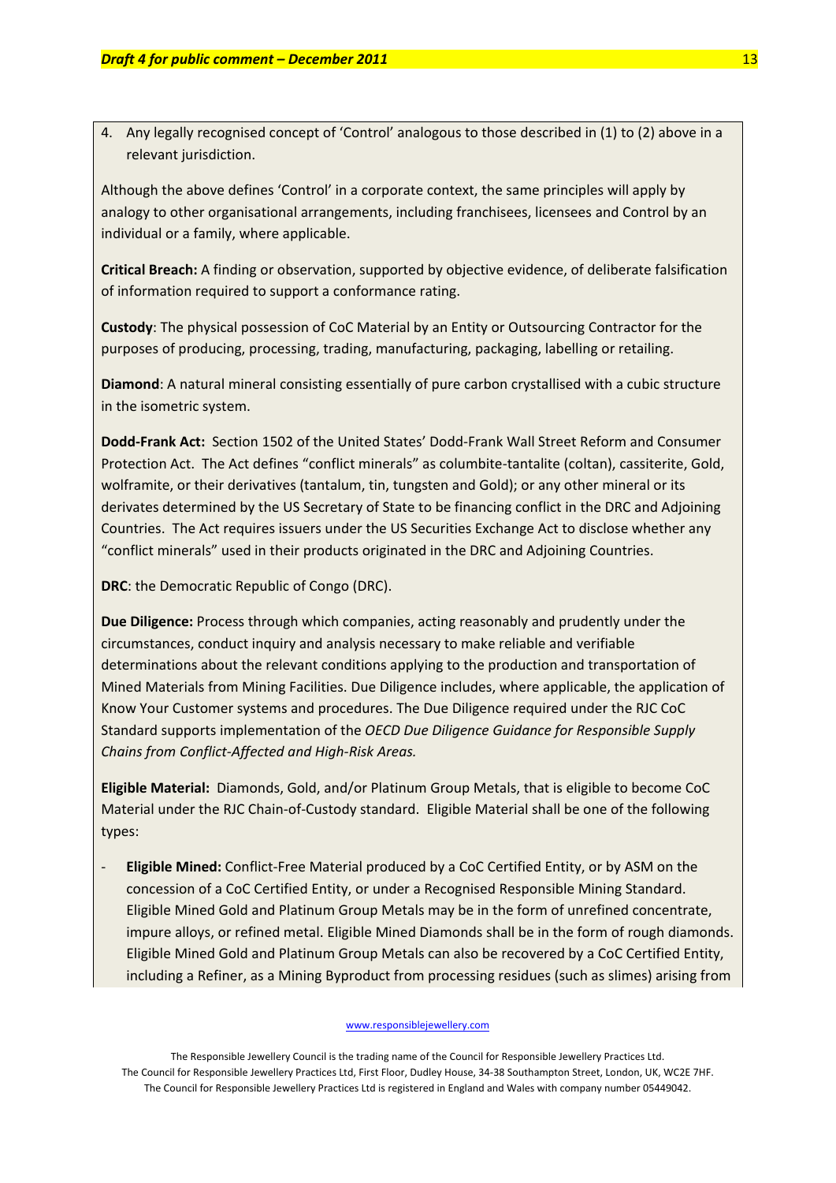4. Any legally recognised concept of 'Control' analogous to those described in (1) to (2) above in a relevant jurisdiction.

Although the above defines 'Control' in a corporate context, the same principles will apply by analogy to other organisational arrangements, including franchisees, licensees and Control by an individual or a family, where applicable.

**Critical Breach:** A finding or observation, supported by objective evidence, of deliberate falsification of information required to support a conformance rating.

**Custody**: The physical possession of CoC Material by an Entity or Outsourcing Contractor for the purposes of producing, processing, trading, manufacturing, packaging, labelling or retailing.

**Diamond**: A natural mineral consisting essentially of pure carbon crystallised with a cubic structure in the isometric system.

**Dodd-Frank Act:** Section 1502 of the United States' Dodd-Frank Wall Street Reform and Consumer Protection Act. The Act defines "conflict minerals" as columbite-tantalite (coltan), cassiterite, Gold, wolframite, or their derivatives (tantalum, tin, tungsten and Gold); or any other mineral or its derivates determined by the US Secretary of State to be financing conflict in the DRC and Adjoining Countries. The Act requires issuers under the US Securities Exchange Act to disclose whether any "conflict minerals" used in their products originated in the DRC and Adjoining Countries.

**DRC**: the Democratic Republic of Congo (DRC).

**Due Diligence:** Process through which companies, acting reasonably and prudently under the circumstances, conduct inquiry and analysis necessary to make reliable and verifiable determinations about the relevant conditions applying to the production and transportation of Mined Materials from Mining Facilities. Due Diligence includes, where applicable, the application of Know Your Customer systems and procedures. The Due Diligence required under the RJC CoC Standard supports implementation of the *OECD Due Diligence Guidance for Responsible Supply Chains from Conflict-Affected and High-Risk Areas.*

**Eligible Material:** Diamonds, Gold, and/or Platinum Group Metals, that is eligible to become CoC Material under the RJC Chain-of-Custody standard. Eligible Material shall be one of the following types:

- **Eligible Mined:** Conflict-Free Material produced by a CoC Certified Entity, or by ASM on the concession of a CoC Certified Entity, or under a Recognised Responsible Mining Standard. Eligible Mined Gold and Platinum Group Metals may be in the form of unrefined concentrate, impure alloys, or refined metal. Eligible Mined Diamonds shall be in the form of rough diamonds. Eligible Mined Gold and Platinum Group Metals can also be recovered by a CoC Certified Entity, including a Refiner, as a Mining Byproduct from processing residues (such as slimes) arising from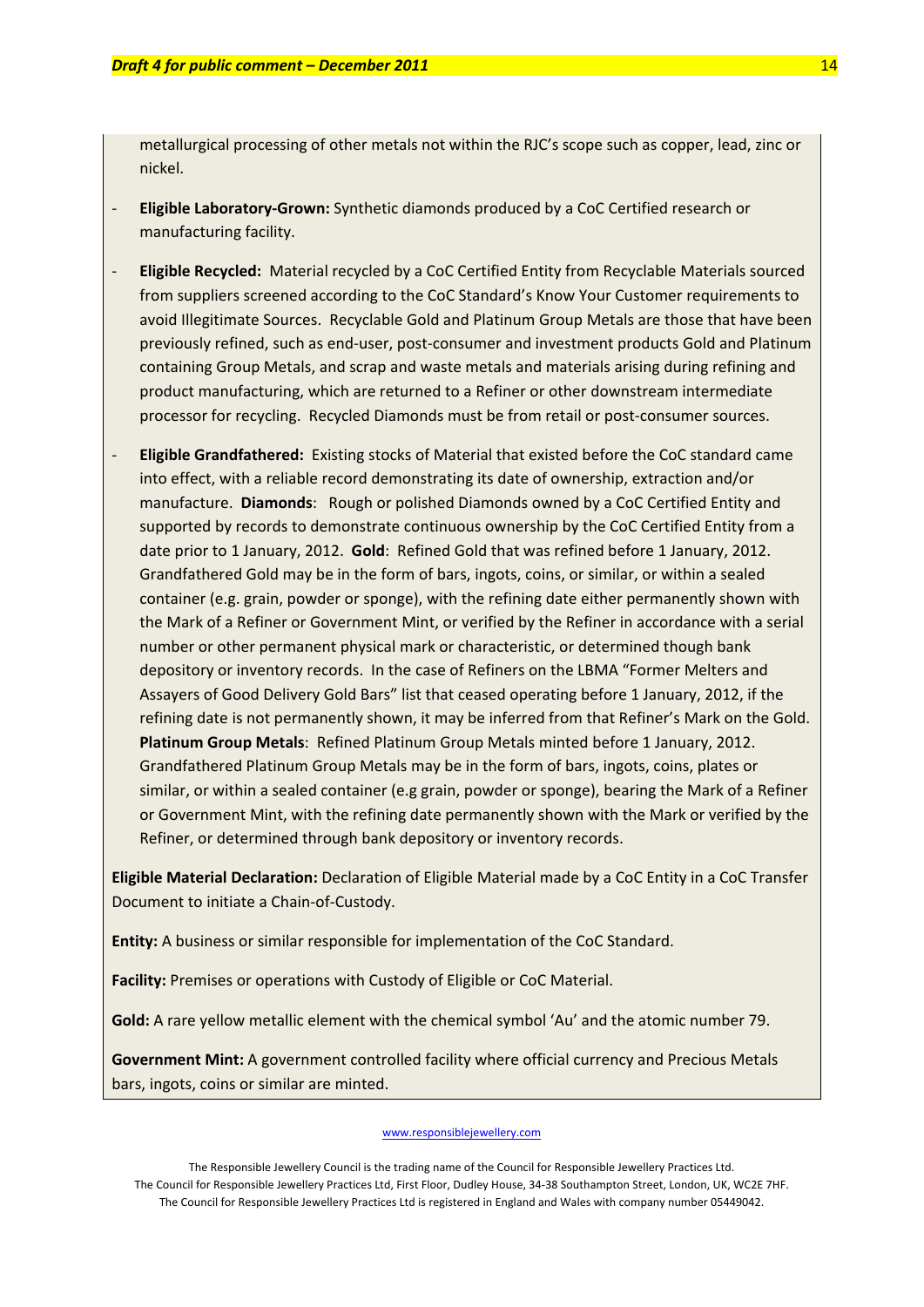metallurgical processing of other metals not within the RJC's scope such as copper, lead, zinc or nickel.

- **Eligible Laboratory-Grown:** Synthetic diamonds produced by a CoC Certified research or manufacturing facility.
- **Eligible Recycled:** Material recycled by a CoC Certified Entity from Recyclable Materials sourced from suppliers screened according to the CoC Standard's Know Your Customer requirements to avoid Illegitimate Sources. Recyclable Gold and Platinum Group Metals are those that have been previously refined, such as end-user, post-consumer and investment products Gold and Platinum containing Group Metals, and scrap and waste metals and materials arising during refining and product manufacturing, which are returned to a Refiner or other downstream intermediate processor for recycling. Recycled Diamonds must be from retail or post-consumer sources.
- **Eligible Grandfathered:** Existing stocks of Material that existed before the CoC standard came into effect, with a reliable record demonstrating its date of ownership, extraction and/or manufacture. **Diamonds**: Rough or polished Diamonds owned by a CoC Certified Entity and supported by records to demonstrate continuous ownership by the CoC Certified Entity from a date prior to 1 January, 2012. **Gold**: Refined Gold that was refined before 1 January, 2012. Grandfathered Gold may be in the form of bars, ingots, coins, or similar, or within a sealed container (e.g. grain, powder or sponge), with the refining date either permanently shown with the Mark of a Refiner or Government Mint, or verified by the Refiner in accordance with a serial number or other permanent physical mark or characteristic, or determined though bank depository or inventory records. In the case of Refiners on the LBMA "Former Melters and Assayers of Good Delivery Gold Bars" list that ceased operating before 1 January, 2012, if the refining date is not permanently shown, it may be inferred from that Refiner's Mark on the Gold. **Platinum Group Metals**: Refined Platinum Group Metals minted before 1 January, 2012. Grandfathered Platinum Group Metals may be in the form of bars, ingots, coins, plates or similar, or within a sealed container (e.g grain, powder or sponge), bearing the Mark of a Refiner or Government Mint, with the refining date permanently shown with the Mark or verified by the Refiner, or determined through bank depository or inventory records.

**Eligible Material Declaration:** Declaration of Eligible Material made by a CoC Entity in a CoC Transfer Document to initiate a Chain-of-Custody.

**Entity:** A business or similar responsible for implementation of the CoC Standard.

**Facility:** Premises or operations with Custody of Eligible or CoC Material.

**Gold:** A rare yellow metallic element with the chemical symbol 'Au' and the atomic number 79.

**Government Mint:** A government controlled facility where official currency and Precious Metals bars, ingots, coins or similar are minted.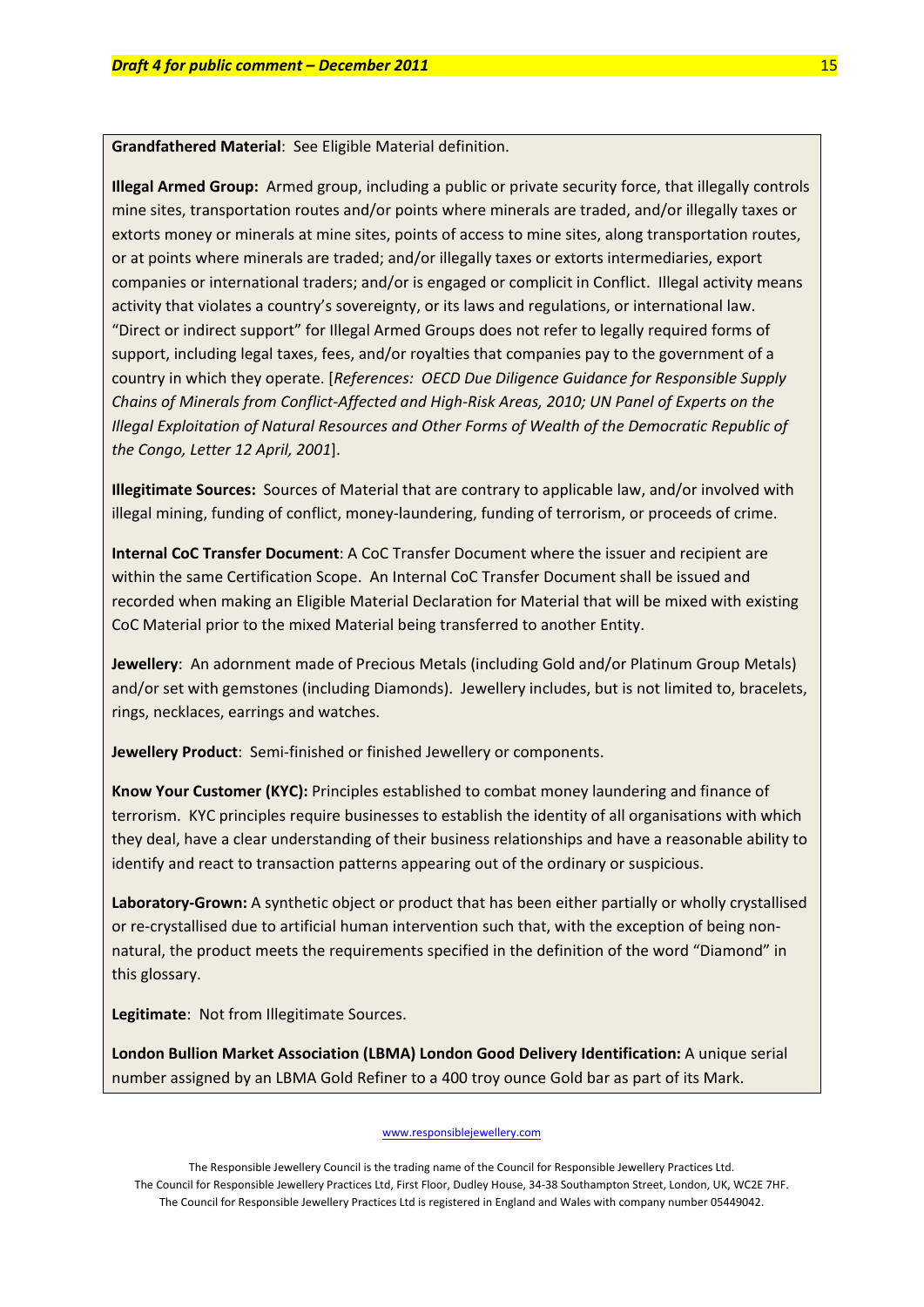**Grandfathered Material**: See Eligible Material definition.

**Illegal Armed Group:** Armed group, including a public or private security force, that illegally controls mine sites, transportation routes and/or points where minerals are traded, and/or illegally taxes or extorts money or minerals at mine sites, points of access to mine sites, along transportation routes, or at points where minerals are traded; and/or illegally taxes or extorts intermediaries, export companies or international traders; and/or is engaged or complicit in Conflict. Illegal activity means activity that violates a country's sovereignty, or its laws and regulations, or international law. "Direct or indirect support" for Illegal Armed Groups does not refer to legally required forms of support, including legal taxes, fees, and/or royalties that companies pay to the government of a country in which they operate. [*References: OECD Due Diligence Guidance for Responsible Supply Chains of Minerals from Conflict-Affected and High-Risk Areas, 2010; UN Panel of Experts on the Illegal Exploitation of Natural Resources and Other Forms of Wealth of the Democratic Republic of the Congo, Letter 12 April, 2001*].

**Illegitimate Sources:** Sources of Material that are contrary to applicable law, and/or involved with illegal mining, funding of conflict, money-laundering, funding of terrorism, or proceeds of crime.

**Internal CoC Transfer Document**: A CoC Transfer Document where the issuer and recipient are within the same Certification Scope. An Internal CoC Transfer Document shall be issued and recorded when making an Eligible Material Declaration for Material that will be mixed with existing CoC Material prior to the mixed Material being transferred to another Entity.

**Jewellery**: An adornment made of Precious Metals (including Gold and/or Platinum Group Metals) and/or set with gemstones (including Diamonds). Jewellery includes, but is not limited to, bracelets, rings, necklaces, earrings and watches.

**Jewellery Product**: Semi-finished or finished Jewellery or components.

**Know Your Customer (KYC):** Principles established to combat money laundering and finance of terrorism. KYC principles require businesses to establish the identity of all organisations with which they deal, have a clear understanding of their business relationships and have a reasonable ability to identify and react to transaction patterns appearing out of the ordinary or suspicious.

**Laboratory-Grown:** A synthetic object or product that has been either partially or wholly crystallised or re-crystallised due to artificial human intervention such that, with the exception of being non-natural, the product meets the requirements specified in the definition of the word "Diamond" in this glossary.

**Legitimate**: Not from Illegitimate Sources.

**London Bullion Market Association (LBMA) London Good Delivery Identification:** A unique serial number assigned by an LBMA Gold Refiner to a 400 troy ounce Gold bar as part of its Mark.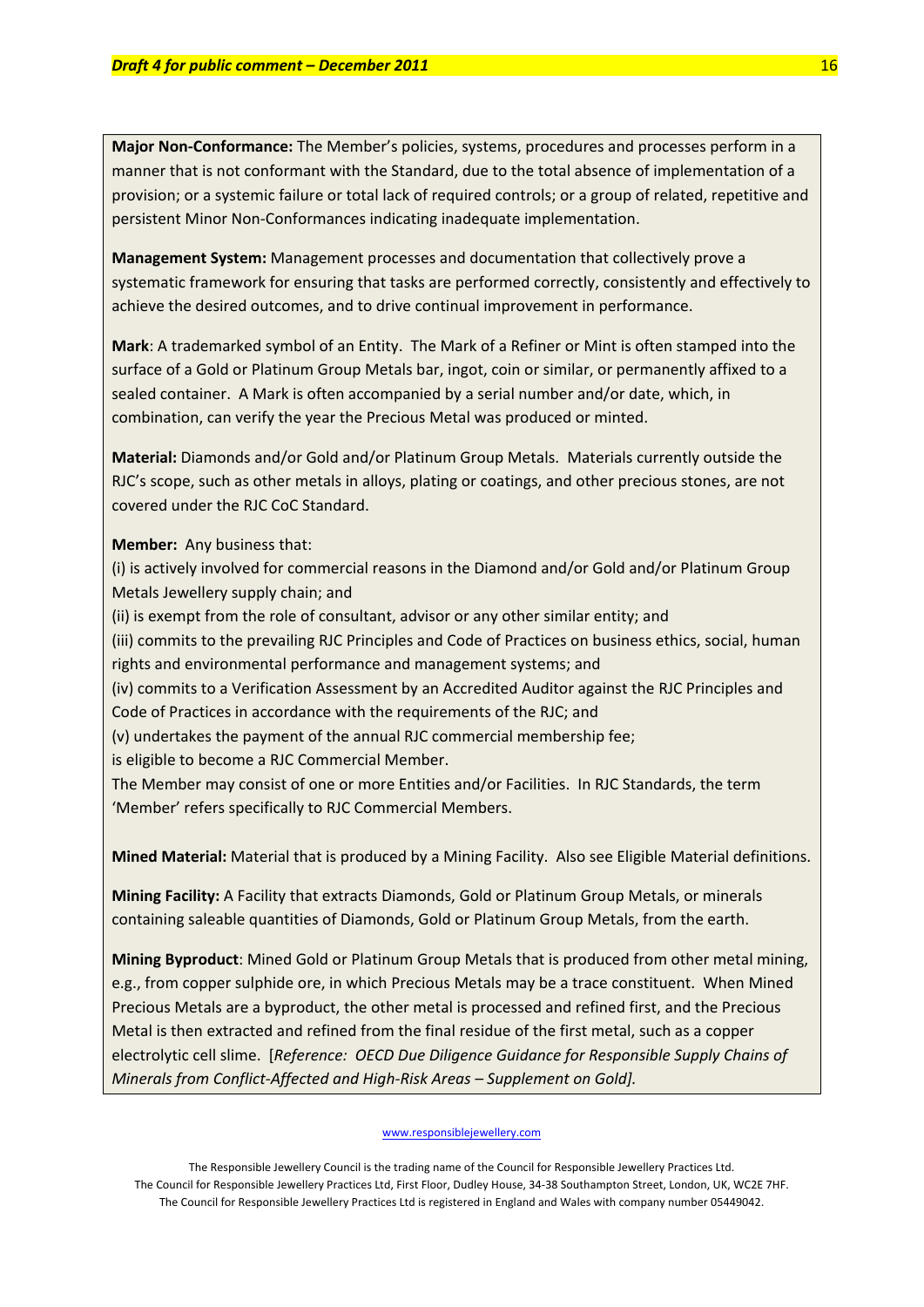**Major Non-Conformance:** The Member's policies, systems, procedures and processes perform in a manner that is not conformant with the Standard, due to the total absence of implementation of a provision; or a systemic failure or total lack of required controls; or a group of related, repetitive and persistent Minor Non-Conformances indicating inadequate implementation.

**Management System:** Management processes and documentation that collectively prove a systematic framework for ensuring that tasks are performed correctly, consistently and effectively to achieve the desired outcomes, and to drive continual improvement in performance.

**Mark**: A trademarked symbol of an Entity. The Mark of a Refiner or Mint is often stamped into the surface of a Gold or Platinum Group Metals bar, ingot, coin or similar, or permanently affixed to a sealed container. A Mark is often accompanied by a serial number and/or date, which, in combination, can verify the year the Precious Metal was produced or minted.

**Material:** Diamonds and/or Gold and/or Platinum Group Metals. Materials currently outside the RJC's scope, such as other metals in alloys, plating or coatings, and other precious stones, are not covered under the RJC CoC Standard.

**Member:** Any business that:

(i) is actively involved for commercial reasons in the Diamond and/or Gold and/or Platinum Group Metals Jewellery supply chain; and

(ii) is exempt from the role of consultant, advisor or any other similar entity; and

(iii) commits to the prevailing RJC Principles and Code of Practices on business ethics, social, human rights and environmental performance and management systems; and

(iv) commits to a Verification Assessment by an Accredited Auditor against the RJC Principles and Code of Practices in accordance with the requirements of the RJC; and

(v) undertakes the payment of the annual RJC commercial membership fee;

is eligible to become a RJC Commercial Member.

The Member may consist of one or more Entities and/or Facilities. In RJC Standards, the term 'Member' refers specifically to RJC Commercial Members.

**Mined Material:** Material that is produced by a Mining Facility. Also see Eligible Material definitions.

**Mining Facility:** A Facility that extracts Diamonds, Gold or Platinum Group Metals, or minerals containing saleable quantities of Diamonds, Gold or Platinum Group Metals, from the earth.

**Mining Byproduct**: Mined Gold or Platinum Group Metals that is produced from other metal mining, e.g., from copper sulphide ore, in which Precious Metals may be a trace constituent. When Mined Precious Metals are a byproduct, the other metal is processed and refined first, and the Precious Metal is then extracted and refined from the final residue of the first metal, such as a copper electrolytic cell slime. [*Reference: OECD Due Diligence Guidance for Responsible Supply Chains of Minerals from Conflict-Affected and High-Risk Areas – Supplement on Gold].*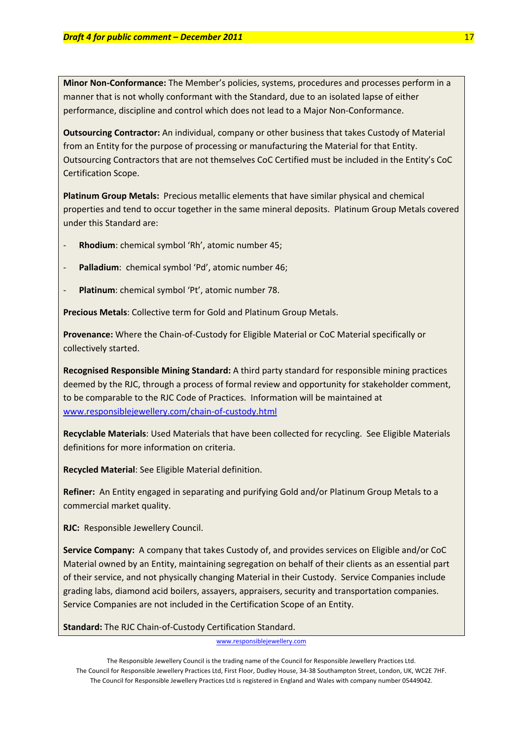**Minor Non-Conformance:** The Member's policies, systems, procedures and processes perform in a manner that is not wholly conformant with the Standard, due to an isolated lapse of either performance, discipline and control which does not lead to a Major Non-Conformance.

**Outsourcing Contractor:** An individual, company or other business that takes Custody of Material from an Entity for the purpose of processing or manufacturing the Material for that Entity. Outsourcing Contractors that are not themselves CoC Certified must be included in the Entity's CoC Certification Scope.

**Platinum Group Metals:** Precious metallic elements that have similar physical and chemical properties and tend to occur together in the same mineral deposits. Platinum Group Metals covered under this Standard are:

- **Rhodium**: chemical symbol 'Rh', atomic number 45;
- **Palladium**: chemical symbol 'Pd', atomic number 46;
- **Platinum**: chemical symbol 'Pt', atomic number 78.

**Precious Metals**: Collective term for Gold and Platinum Group Metals.

**Provenance:** Where the Chain-of-Custody for Eligible Material or CoC Material specifically or collectively started.

**Recognised Responsible Mining Standard:** A third party standard for responsible mining practices deemed by the RJC, through a process of formal review and opportunity for stakeholder comment, to be comparable to the RJC Code of Practices. Information will be maintained at www.responsiblejewellery.com/chain-of-custody.html

**Recyclable Materials**: Used Materials that have been collected for recycling. See Eligible Materials definitions for more information on criteria.

**Recycled Material**: See Eligible Material definition.

**Refiner:** An Entity engaged in separating and purifying Gold and/or Platinum Group Metals to a commercial market quality.

**RJC:** Responsible Jewellery Council.

**Service Company:** A company that takes Custody of, and provides services on Eligible and/or CoC Material owned by an Entity, maintaining segregation on behalf of their clients as an essential part of their service, and not physically changing Material in their Custody. Service Companies include grading labs, diamond acid boilers, assayers, appraisers, security and transportation companies. Service Companies are not included in the Certification Scope of an Entity.

**Standard:** The RJC Chain-of-Custody Certification Standard.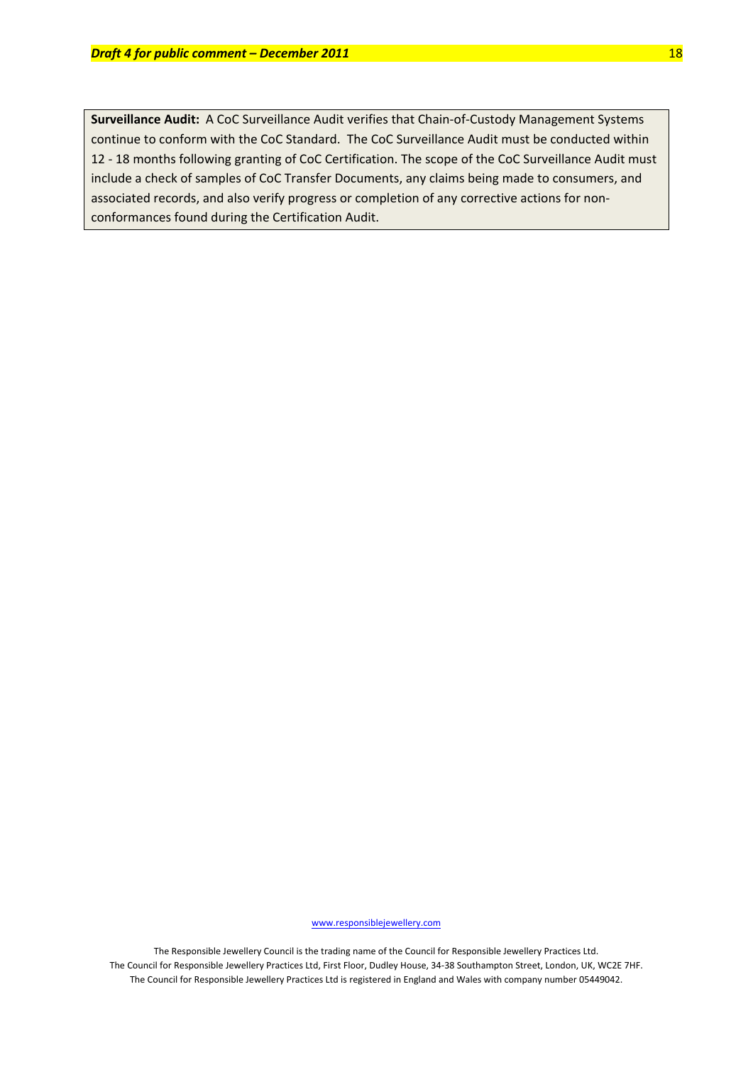**Surveillance Audit:** A CoC Surveillance Audit verifies that Chain-of-Custody Management Systems continue to conform with the CoC Standard. The CoC Surveillance Audit must be conducted within 12 - 18 months following granting of CoC Certification. The scope of the CoC Surveillance Audit must include a check of samples of CoC Transfer Documents, any claims being made to consumers, and associated records, and also verify progress or completion of any corrective actions for non-conformances found during the Certification Audit.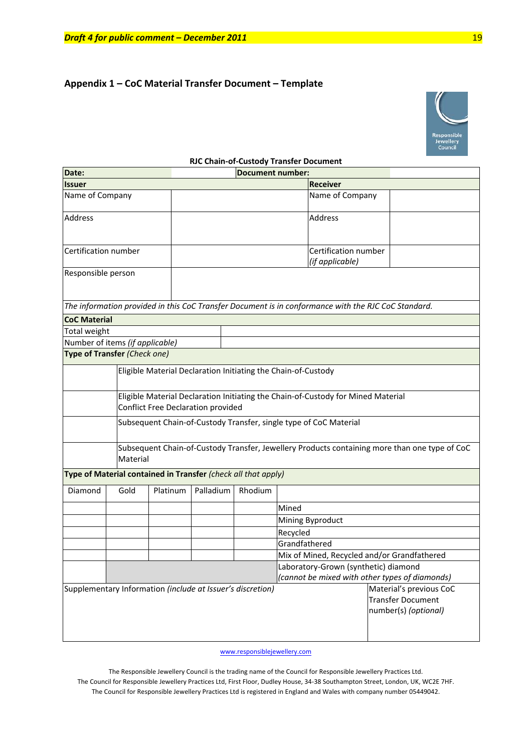## Appendix 1 – CoC Material Transfer Document – Template

**RJC Chain-of-Custody Transfer Document**

| **Date:** | | **Document number:** | |
|---|---|---|---|
| **Issuer** | | **Receiver** | |
| Name of Company | | Name of Company | |
| Address | | Address | |
| Certification number | | Certification number *(if applicable)* | |
| Responsible person | | | |

*The information provided in this CoC Transfer Document is in conformance with the RJC CoC Standard.*

| **CoC Material** | |
|---|---|
| Total weight | |
| Number of items *(if applicable)* | |

**Type of Transfer** *(Check one)*

| | |
|---|---|
| | Eligible Material Declaration Initiating the Chain-of-Custody |
| | Eligible Material Declaration Initiating the Chain-of-Custody for Mined Material Conflict Free Declaration provided |
| | Subsequent Chain-of-Custody Transfer, single type of CoC Material |
| | Subsequent Chain-of-Custody Transfer, Jewellery Products containing more than one type of CoC Material |

**Type of Material contained in Transfer** *(check all that apply)*

| Diamond | Gold | Platinum | Palladium | Rhodium | |
|---|---|---|---|---|---|
| | | | | | Mined |
| | | | | | Mining Byproduct |
| | | | | | Recycled |
| | | | | | Grandfathered |
| | | | | | Mix of Mined, Recycled and/or Grandfathered |
| | | | | | Laboratory-Grown (synthetic) diamond *(cannot be mixed with other types of diamonds)* |

| Supplementary Information *(include at Issuer's discretion)* | Material's previous CoC Transfer Document number(s) *(optional)* |
|---|---|
| | |

www.responsiblejewellery.com

The Responsible Jewellery Council is the trading name of the Council for Responsible Jewellery Practices Ltd.
The Council for Responsible Jewellery Practices Ltd, First Floor, Dudley House, 34-38 Southampton Street, London, UK, WC2E 7HF.
The Council for Responsible Jewellery Practices Ltd is registered in England and Wales with company number 05449042.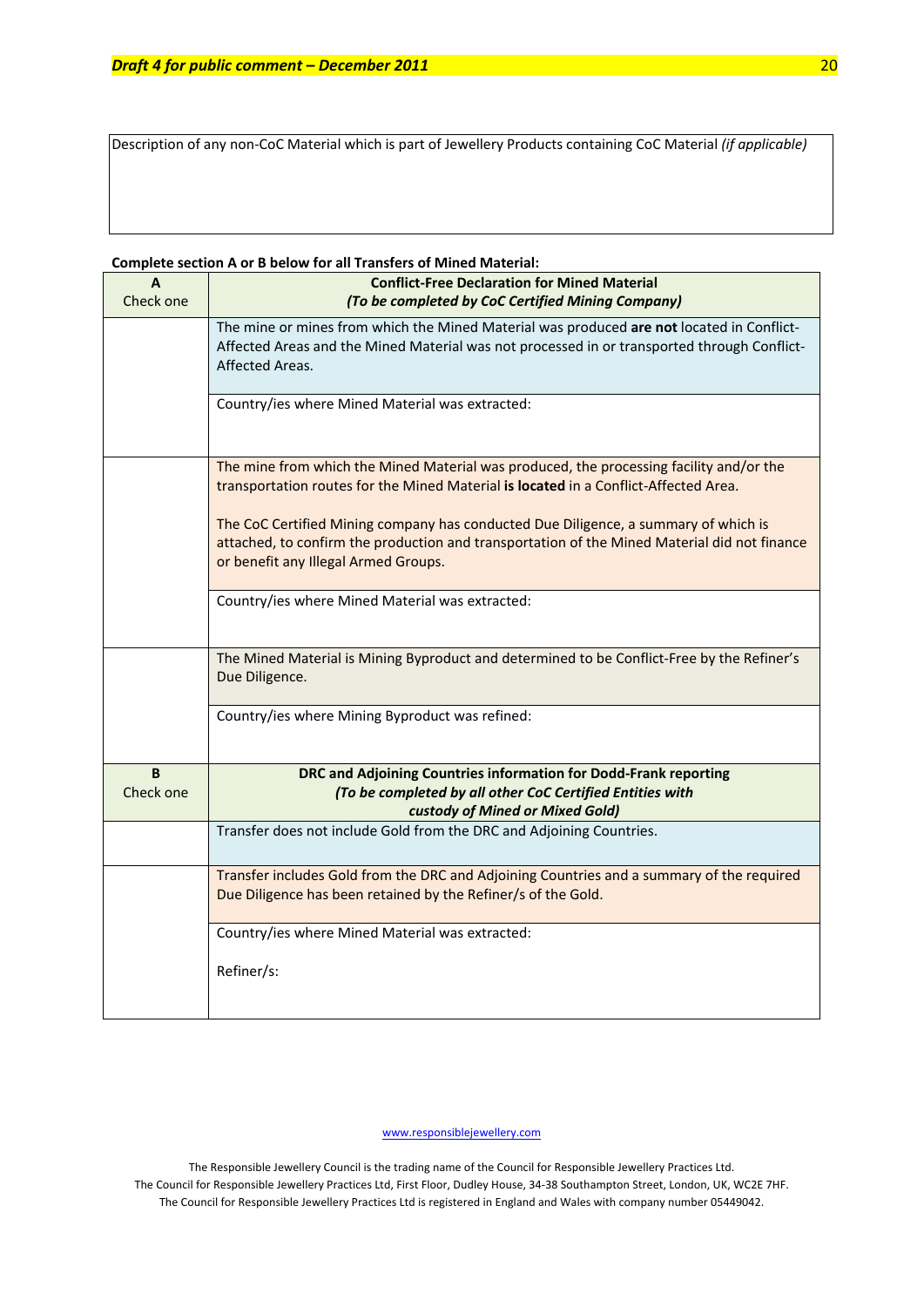| Description of any non-CoC Material which is part of Jewellery Products containing CoC Material *(if applicable)* |
| --- |
| |

**Complete section A or B below for all Transfers of Mined Material:**

| **A**<br>Check one | **Conflict-Free Declaration for Mined Material**<br>***(To be completed by CoC Certified Mining Company)*** |
| --- | --- |
| | The mine or mines from which the Mined Material was produced **are not** located in Conflict-Affected Areas and the Mined Material was not processed in or transported through Conflict-Affected Areas.<br><br>Country/ies where Mined Material was extracted: |
| | The mine from which the Mined Material was produced, the processing facility and/or the transportation routes for the Mined Material **is located** in a Conflict-Affected Area.<br><br>The CoC Certified Mining company has conducted Due Diligence, a summary of which is attached, to confirm the production and transportation of the Mined Material did not finance or benefit any Illegal Armed Groups.<br><br>Country/ies where Mined Material was extracted: |
| | The Mined Material is Mining Byproduct and determined to be Conflict-Free by the Refiner's Due Diligence.<br><br>Country/ies where Mining Byproduct was refined: |
| **B**<br>Check one | **DRC and Adjoining Countries information for Dodd-Frank reporting**<br>***(To be completed by all other CoC Certified Entities with custody of Mined or Mixed Gold)*** |
| | Transfer does not include Gold from the DRC and Adjoining Countries. |
| | Transfer includes Gold from the DRC and Adjoining Countries and a summary of the required Due Diligence has been retained by the Refiner/s of the Gold.<br><br>Country/ies where Mined Material was extracted:<br><br>Refiner/s: |

www.responsiblejewellery.com

The Responsible Jewellery Council is the trading name of the Council for Responsible Jewellery Practices Ltd.
The Council for Responsible Jewellery Practices Ltd, First Floor, Dudley House, 34-38 Southampton Street, London, UK, WC2E 7HF.
The Council for Responsible Jewellery Practices Ltd is registered in England and Wales with company number 05449042.